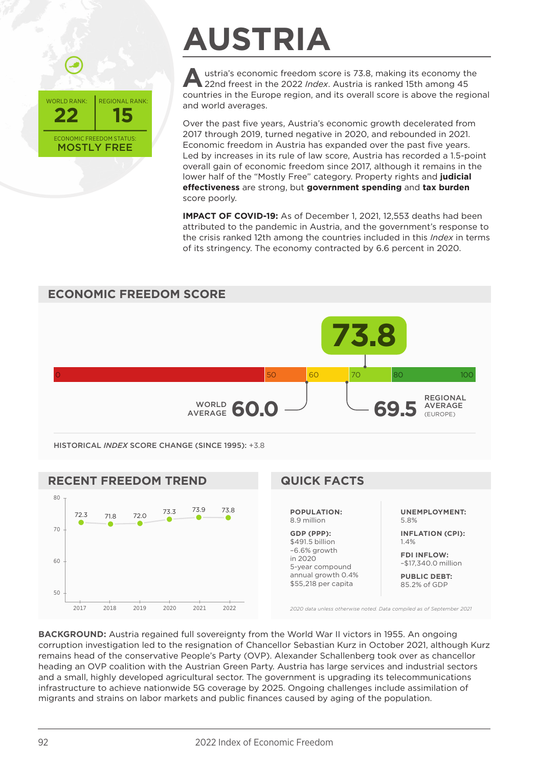# AUSTRIA

WORLD RANK: **22** | REGIONAL RANK: **15**

ECONOMIC FREEDOM STATUS: **MOSTLY FREE**

Austria's economic freedom score is 73.8, making its economy the 22nd freest in the 2022 *Index*. Austria is ranked 15th among 45 countries in the Europe region, and its overall score is above the regional and world averages.

Over the past five years, Austria's economic growth decelerated from 2017 through 2019, turned negative in 2020, and rebounded in 2021. Economic freedom in Austria has expanded over the past five years. Led by increases in its rule of law score, Austria has recorded a 1.5-point overall gain of economic freedom since 2017, although it remains in the lower half of the "Mostly Free" category. Property rights and **judicial effectiveness** are strong, but **government spending** and **tax burden** score poorly.

**IMPACT OF COVID-19:** As of December 1, 2021, 12,553 deaths had been attributed to the pandemic in Austria, and the government's response to the crisis ranked 12th among the countries included in this *Index* in terms of its stringency. The economy contracted by 6.6 percent in 2020.

## ECONOMIC FREEDOM SCORE

**73.8**

WORLD AVERAGE **60.0**

REGIONAL AVERAGE (EUROPE) **69.5**

HISTORICAL *INDEX* SCORE CHANGE (SINCE 1995): +3.8

## RECENT FREEDOM TREND

| 2017 | 2018 | 2019 | 2020 | 2021 | 2022 |
|---|---|---|---|---|---|
| 72.3 | 71.8 | 72.0 | 73.3 | 73.9 | 73.8 |

## QUICK FACTS

**POPULATION:**
8.9 million

**GDP (PPP):**
$491.5 billion
–6.6% growth in 2020
5-year compound annual growth 0.4%
$55,218 per capita

**UNEMPLOYMENT:**
5.8%

**INFLATION (CPI):**
1.4%

**FDI INFLOW:**
–$17,340.0 million

**PUBLIC DEBT:**
85.2% of GDP

*2020 data unless otherwise noted. Data compiled as of September 2021*

**BACKGROUND:** Austria regained full sovereignty from the World War II victors in 1955. An ongoing corruption investigation led to the resignation of Chancellor Sebastian Kurz in October 2021, although Kurz remains head of the conservative People's Party (OVP). Alexander Schallenberg took over as chancellor heading an OVP coalition with the Austrian Green Party. Austria has large services and industrial sectors and a small, highly developed agricultural sector. The government is upgrading its telecommunications infrastructure to achieve nationwide 5G coverage by 2025. Ongoing challenges include assimilation of migrants and strains on labor markets and public finances caused by aging of the population.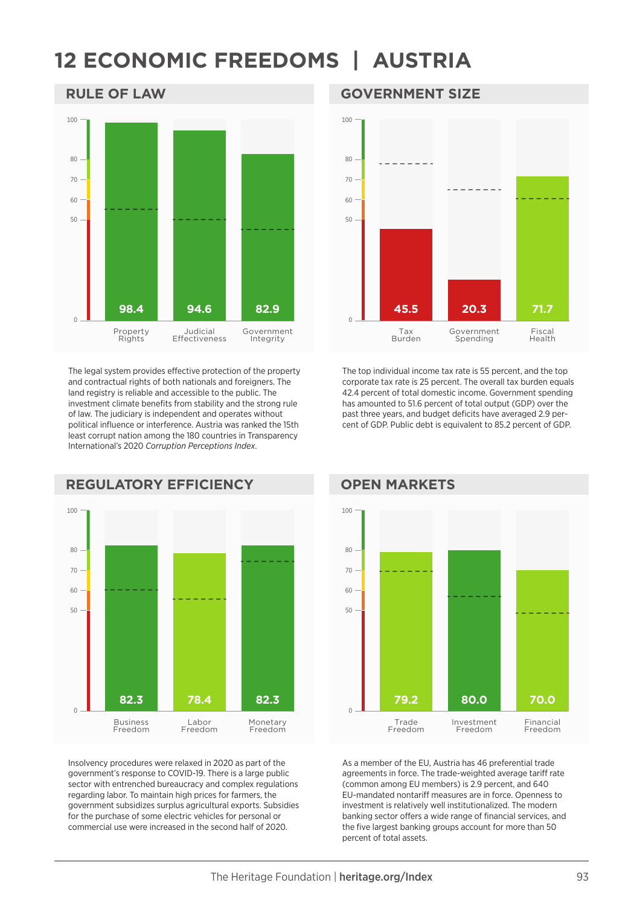# 12 ECONOMIC FREEDOMS | AUSTRIA

## RULE OF LAW

100
80
70
60
50
0

98.4
Property Rights

94.6
Judicial Effectiveness

82.9
Government Integrity

The legal system provides effective protection of the property and contractual rights of both nationals and foreigners. The land registry is reliable and accessible to the public. The investment climate benefits from stability and the strong rule of law. The judiciary is independent and operates without political influence or interference. Austria was ranked the 15th least corrupt nation among the 180 countries in Transparency International's 2020 *Corruption Perceptions Index*.

## GOVERNMENT SIZE

100
80
70
60
50
0

45.5
Tax Burden

20.3
Government Spending

71.7
Fiscal Health

The top individual income tax rate is 55 percent, and the top corporate tax rate is 25 percent. The overall tax burden equals 42.4 percent of total domestic income. Government spending has amounted to 51.6 percent of total output (GDP) over the past three years, and budget deficits have averaged 2.9 percent of GDP. Public debt is equivalent to 85.2 percent of GDP.

## REGULATORY EFFICIENCY

100
80
70
60
50
0

82.3
Business Freedom

78.4
Labor Freedom

82.3
Monetary Freedom

Insolvency procedures were relaxed in 2020 as part of the government's response to COVID-19. There is a large public sector with entrenched bureaucracy and complex regulations regarding labor. To maintain high prices for farmers, the government subsidizes surplus agricultural exports. Subsidies for the purchase of some electric vehicles for personal or commercial use were increased in the second half of 2020.

## OPEN MARKETS

100
80
70
60
50
0

79.2
Trade Freedom

80.0
Investment Freedom

70.0
Financial Freedom

As a member of the EU, Austria has 46 preferential trade agreements in force. The trade-weighted average tariff rate (common among EU members) is 2.9 percent, and 640 EU-mandated nontariff measures are in force. Openness to investment is relatively well institutionalized. The modern banking sector offers a wide range of financial services, and the five largest banking groups account for more than 50 percent of total assets.